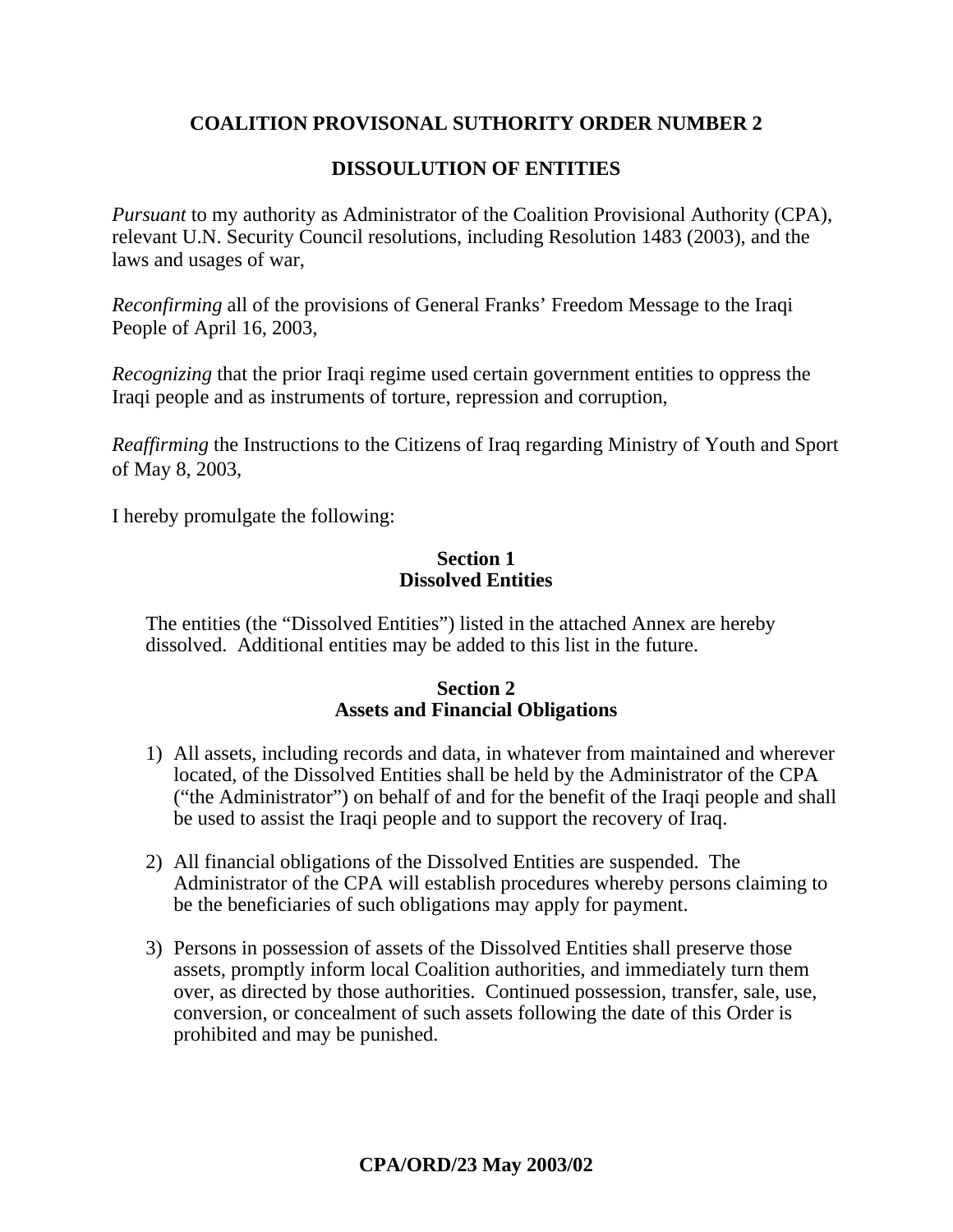# COALITION PROVISONAL SUTHORITY ORDER NUMBER 2

# DISSOULUTION OF ENTITIES

*Pursuant* to my authority as Administrator of the Coalition Provisional Authority (CPA), relevant U.N. Security Council resolutions, including Resolution 1483 (2003), and the laws and usages of war,

*Reconfirming* all of the provisions of General Franks' Freedom Message to the Iraqi People of April 16, 2003,

*Recognizing* that the prior Iraqi regime used certain government entities to oppress the Iraqi people and as instruments of torture, repression and corruption,

*Reaffirming* the Instructions to the Citizens of Iraq regarding Ministry of Youth and Sport of May 8, 2003,

I hereby promulgate the following:

## Section 1
## Dissolved Entities

The entities (the "Dissolved Entities") listed in the attached Annex are hereby dissolved. Additional entities may be added to this list in the future.

## Section 2
## Assets and Financial Obligations

1) All assets, including records and data, in whatever from maintained and wherever located, of the Dissolved Entities shall be held by the Administrator of the CPA ("the Administrator") on behalf of and for the benefit of the Iraqi people and shall be used to assist the Iraqi people and to support the recovery of Iraq.

2) All financial obligations of the Dissolved Entities are suspended. The Administrator of the CPA will establish procedures whereby persons claiming to be the beneficiaries of such obligations may apply for payment.

3) Persons in possession of assets of the Dissolved Entities shall preserve those assets, promptly inform local Coalition authorities, and immediately turn them over, as directed by those authorities. Continued possession, transfer, sale, use, conversion, or concealment of such assets following the date of this Order is prohibited and may be punished.

**CPA/ORD/23 May 2003/02**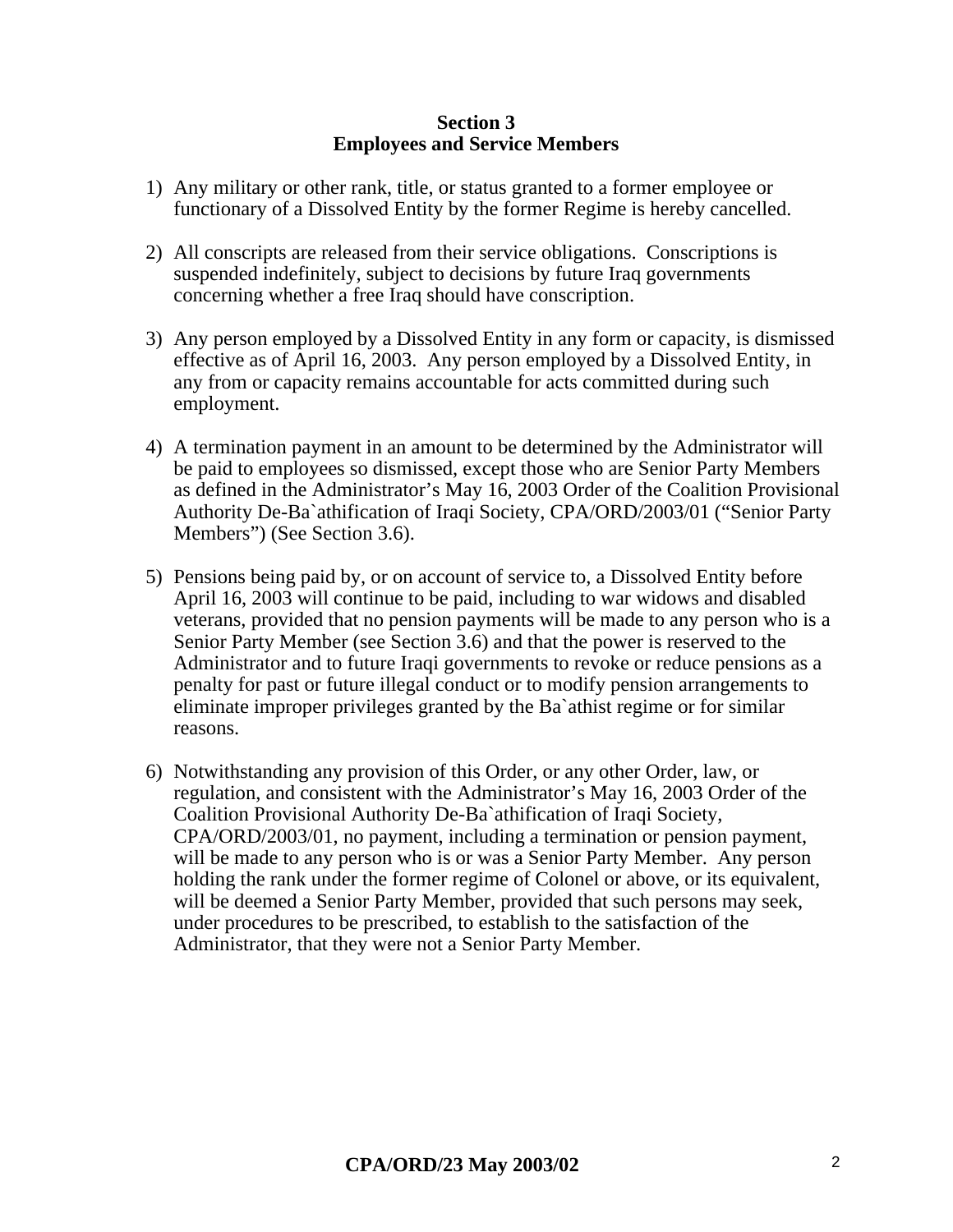## Section 3
## Employees and Service Members

1) Any military or other rank, title, or status granted to a former employee or functionary of a Dissolved Entity by the former Regime is hereby cancelled.

2) All conscripts are released from their service obligations. Conscriptions is suspended indefinitely, subject to decisions by future Iraq governments concerning whether a free Iraq should have conscription.

3) Any person employed by a Dissolved Entity in any form or capacity, is dismissed effective as of April 16, 2003. Any person employed by a Dissolved Entity, in any from or capacity remains accountable for acts committed during such employment.

4) A termination payment in an amount to be determined by the Administrator will be paid to employees so dismissed, except those who are Senior Party Members as defined in the Administrator's May 16, 2003 Order of the Coalition Provisional Authority De-Ba`athification of Iraqi Society, CPA/ORD/2003/01 ("Senior Party Members") (See Section 3.6).

5) Pensions being paid by, or on account of service to, a Dissolved Entity before April 16, 2003 will continue to be paid, including to war widows and disabled veterans, provided that no pension payments will be made to any person who is a Senior Party Member (see Section 3.6) and that the power is reserved to the Administrator and to future Iraqi governments to revoke or reduce pensions as a penalty for past or future illegal conduct or to modify pension arrangements to eliminate improper privileges granted by the Ba`athist regime or for similar reasons.

6) Notwithstanding any provision of this Order, or any other Order, law, or regulation, and consistent with the Administrator's May 16, 2003 Order of the Coalition Provisional Authority De-Ba`athification of Iraqi Society, CPA/ORD/2003/01, no payment, including a termination or pension payment, will be made to any person who is or was a Senior Party Member. Any person holding the rank under the former regime of Colonel or above, or its equivalent, will be deemed a Senior Party Member, provided that such persons may seek, under procedures to be prescribed, to establish to the satisfaction of the Administrator, that they were not a Senior Party Member.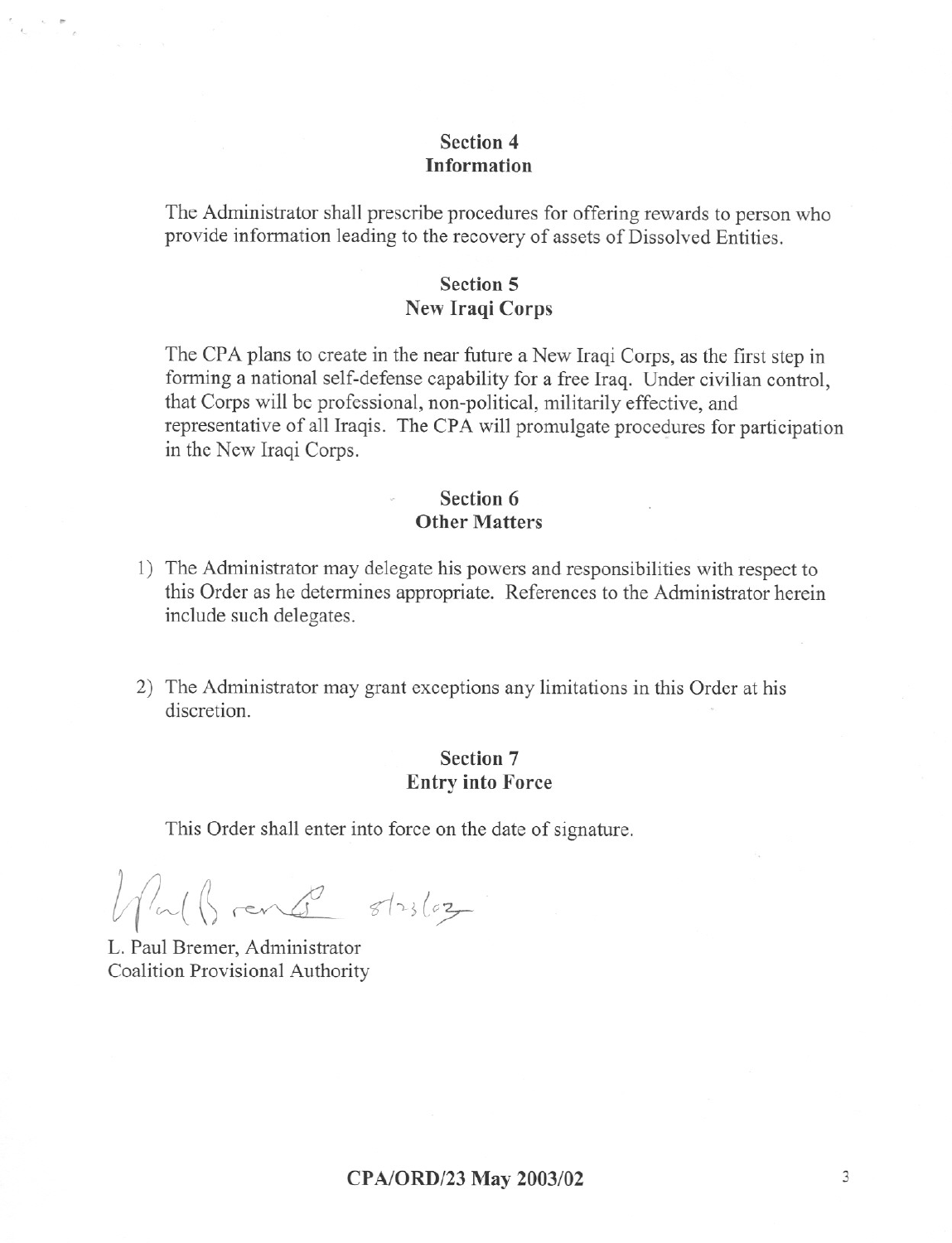## Section 4
## Information

The Administrator shall prescribe procedures for offering rewards to person who provide information leading to the recovery of assets of Dissolved Entities.

## Section 5
## New Iraqi Corps

The CPA plans to create in the near future a New Iraqi Corps, as the first step in forming a national self-defense capability for a free Iraq. Under civilian control, that Corps will be professional, non-political, militarily effective, and representative of all Iraqis. The CPA will promulgate procedures for participation in the New Iraqi Corps.

## Section 6
## Other Matters

1) The Administrator may delegate his powers and responsibilities with respect to this Order as he determines appropriate. References to the Administrator herein include such delegates.

2) The Administrator may grant exceptions any limitations in this Order at his discretion.

## Section 7
## Entry into Force

This Order shall enter into force on the date of signature.

L. Paul Bremer 8/23/03

L. Paul Bremer, Administrator
Coalition Provisional Authority

**CPA/ORD/23 May 2003/02**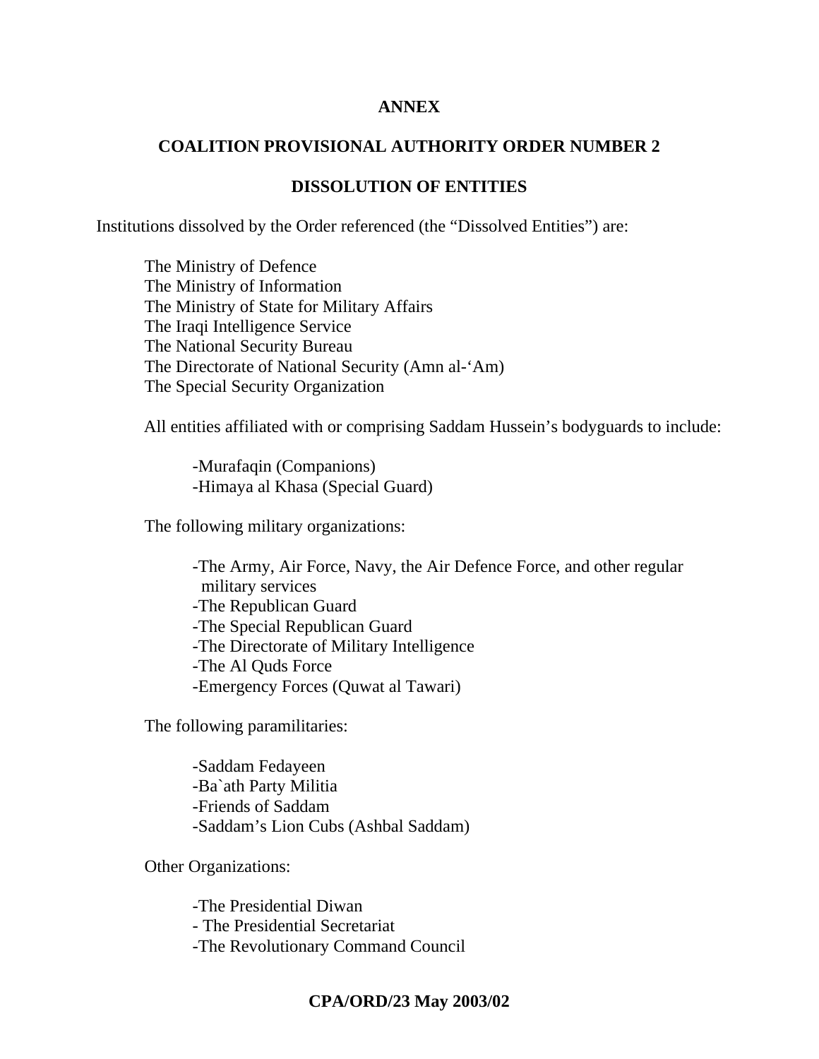**ANNEX**

**COALITION PROVISIONAL AUTHORITY ORDER NUMBER 2**

**DISSOLUTION OF ENTITIES**

Institutions dissolved by the Order referenced (the "Dissolved Entities") are:

The Ministry of Defence
The Ministry of Information
The Ministry of State for Military Affairs
The Iraqi Intelligence Service
The National Security Bureau
The Directorate of National Security (Amn al-'Am)
The Special Security Organization

All entities affiliated with or comprising Saddam Hussein's bodyguards to include:

-Murafaqin (Companions)
-Himaya al Khasa (Special Guard)

The following military organizations:

-The Army, Air Force, Navy, the Air Defence Force, and other regular military services
-The Republican Guard
-The Special Republican Guard
-The Directorate of Military Intelligence
-The Al Quds Force
-Emergency Forces (Quwat al Tawari)

The following paramilitaries:

-Saddam Fedayeen
-Ba`ath Party Militia
-Friends of Saddam
-Saddam's Lion Cubs (Ashbal Saddam)

Other Organizations:

-The Presidential Diwan
- The Presidential Secretariat
-The Revolutionary Command Council

**CPA/ORD/23 May 2003/02**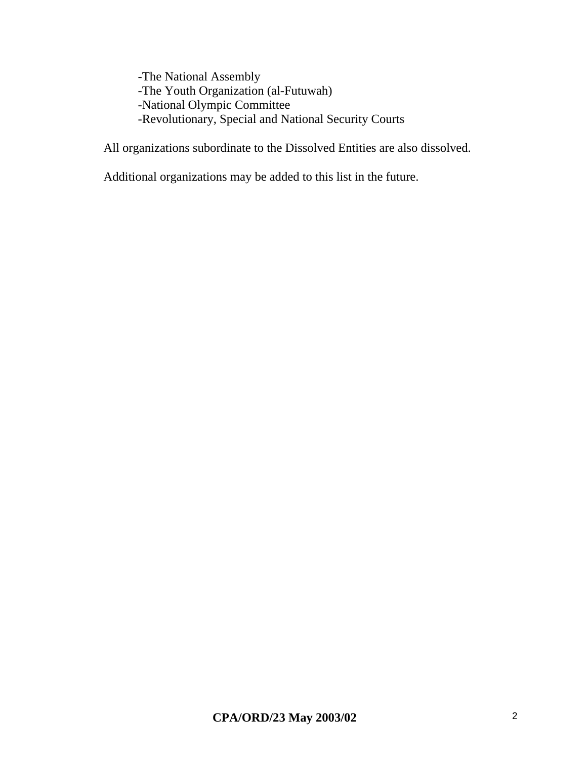-The National Assembly
-The Youth Organization (al-Futuwah)
-National Olympic Committee
-Revolutionary, Special and National Security Courts

All organizations subordinate to the Dissolved Entities are also dissolved.

Additional organizations may be added to this list in the future.